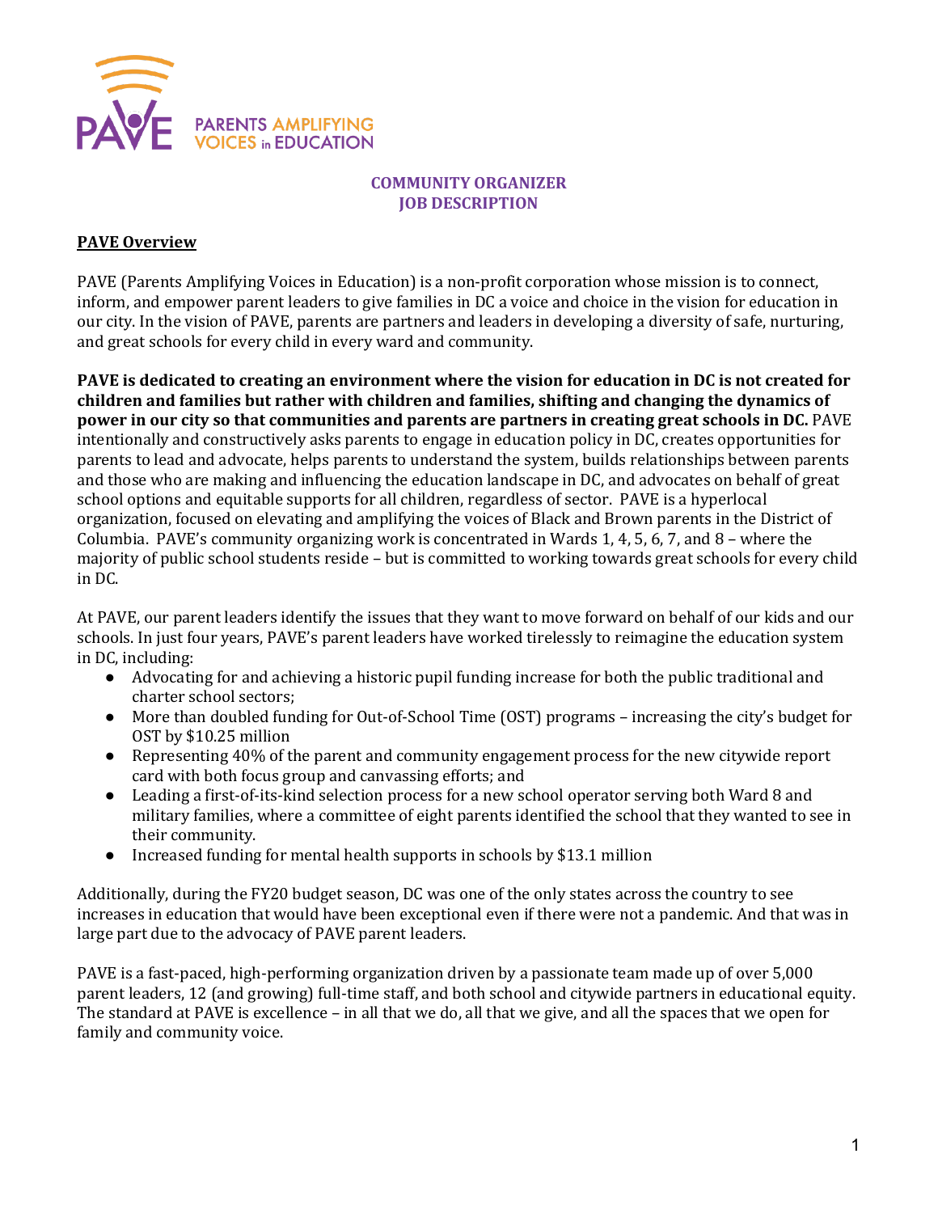PARENTS AMPLIFYING VOICES in EDUCATION

# COMMUNITY ORGANIZER JOB DESCRIPTION

## PAVE Overview

PAVE (Parents Amplifying Voices in Education) is a non-profit corporation whose mission is to connect, inform, and empower parent leaders to give families in DC a voice and choice in the vision for education in our city. In the vision of PAVE, parents are partners and leaders in developing a diversity of safe, nurturing, and great schools for every child in every ward and community.

**PAVE is dedicated to creating an environment where the vision for education in DC is not created for children and families but rather with children and families, shifting and changing the dynamics of power in our city so that communities and parents are partners in creating great schools in DC.** PAVE intentionally and constructively asks parents to engage in education policy in DC, creates opportunities for parents to lead and advocate, helps parents to understand the system, builds relationships between parents and those who are making and influencing the education landscape in DC, and advocates on behalf of great school options and equitable supports for all children, regardless of sector. PAVE is a hyperlocal organization, focused on elevating and amplifying the voices of Black and Brown parents in the District of Columbia. PAVE's community organizing work is concentrated in Wards 1, 4, 5, 6, 7, and 8 – where the majority of public school students reside – but is committed to working towards great schools for every child in DC.

At PAVE, our parent leaders identify the issues that they want to move forward on behalf of our kids and our schools. In just four years, PAVE's parent leaders have worked tirelessly to reimagine the education system in DC, including:

- Advocating for and achieving a historic pupil funding increase for both the public traditional and charter school sectors;
- More than doubled funding for Out-of-School Time (OST) programs – increasing the city's budget for OST by $10.25 million
- Representing 40% of the parent and community engagement process for the new citywide report card with both focus group and canvassing efforts; and
- Leading a first-of-its-kind selection process for a new school operator serving both Ward 8 and military families, where a committee of eight parents identified the school that they wanted to see in their community.
- Increased funding for mental health supports in schools by $13.1 million

Additionally, during the FY20 budget season, DC was one of the only states across the country to see increases in education that would have been exceptional even if there were not a pandemic. And that was in large part due to the advocacy of PAVE parent leaders.

PAVE is a fast-paced, high-performing organization driven by a passionate team made up of over 5,000 parent leaders, 12 (and growing) full-time staff, and both school and citywide partners in educational equity. The standard at PAVE is excellence – in all that we do, all that we give, and all the spaces that we open for family and community voice.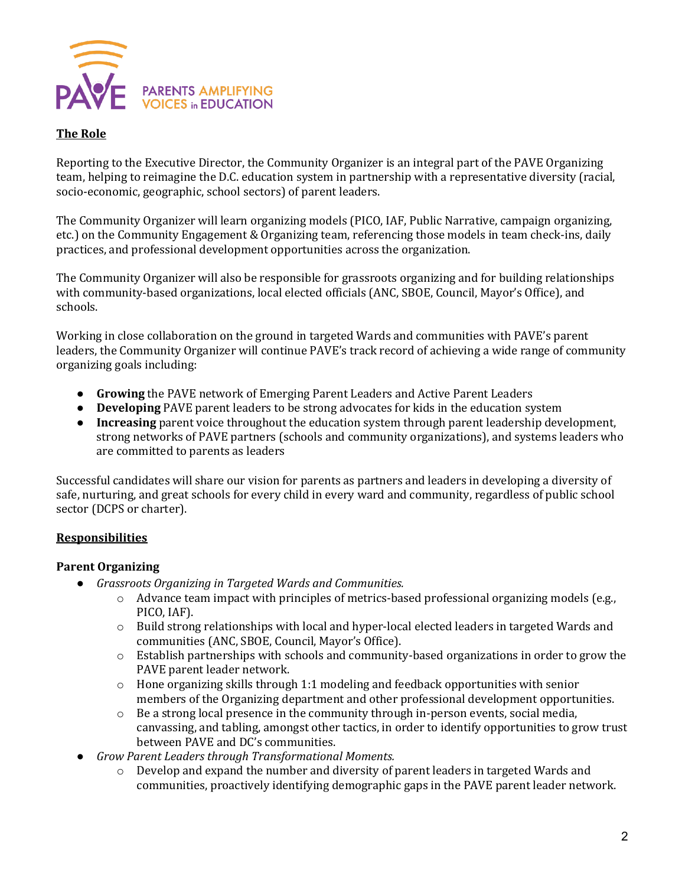## The Role

Reporting to the Executive Director, the Community Organizer is an integral part of the PAVE Organizing team, helping to reimagine the D.C. education system in partnership with a representative diversity (racial, socio-economic, geographic, school sectors) of parent leaders.

The Community Organizer will learn organizing models (PICO, IAF, Public Narrative, campaign organizing, etc.) on the Community Engagement & Organizing team, referencing those models in team check-ins, daily practices, and professional development opportunities across the organization.

The Community Organizer will also be responsible for grassroots organizing and for building relationships with community-based organizations, local elected officials (ANC, SBOE, Council, Mayor's Office), and schools.

Working in close collaboration on the ground in targeted Wards and communities with PAVE's parent leaders, the Community Organizer will continue PAVE's track record of achieving a wide range of community organizing goals including:

- **Growing** the PAVE network of Emerging Parent Leaders and Active Parent Leaders
- **Developing** PAVE parent leaders to be strong advocates for kids in the education system
- **Increasing** parent voice throughout the education system through parent leadership development, strong networks of PAVE partners (schools and community organizations), and systems leaders who are committed to parents as leaders

Successful candidates will share our vision for parents as partners and leaders in developing a diversity of safe, nurturing, and great schools for every child in every ward and community, regardless of public school sector (DCPS or charter).

## Responsibilities

### Parent Organizing

- *Grassroots Organizing in Targeted Wards and Communities.*
  - Advance team impact with principles of metrics-based professional organizing models (e.g., PICO, IAF).
  - Build strong relationships with local and hyper-local elected leaders in targeted Wards and communities (ANC, SBOE, Council, Mayor's Office).
  - Establish partnerships with schools and community-based organizations in order to grow the PAVE parent leader network.
  - Hone organizing skills through 1:1 modeling and feedback opportunities with senior members of the Organizing department and other professional development opportunities.
  - Be a strong local presence in the community through in-person events, social media, canvassing, and tabling, amongst other tactics, in order to identify opportunities to grow trust between PAVE and DC's communities.
- *Grow Parent Leaders through Transformational Moments.*
  - Develop and expand the number and diversity of parent leaders in targeted Wards and communities, proactively identifying demographic gaps in the PAVE parent leader network.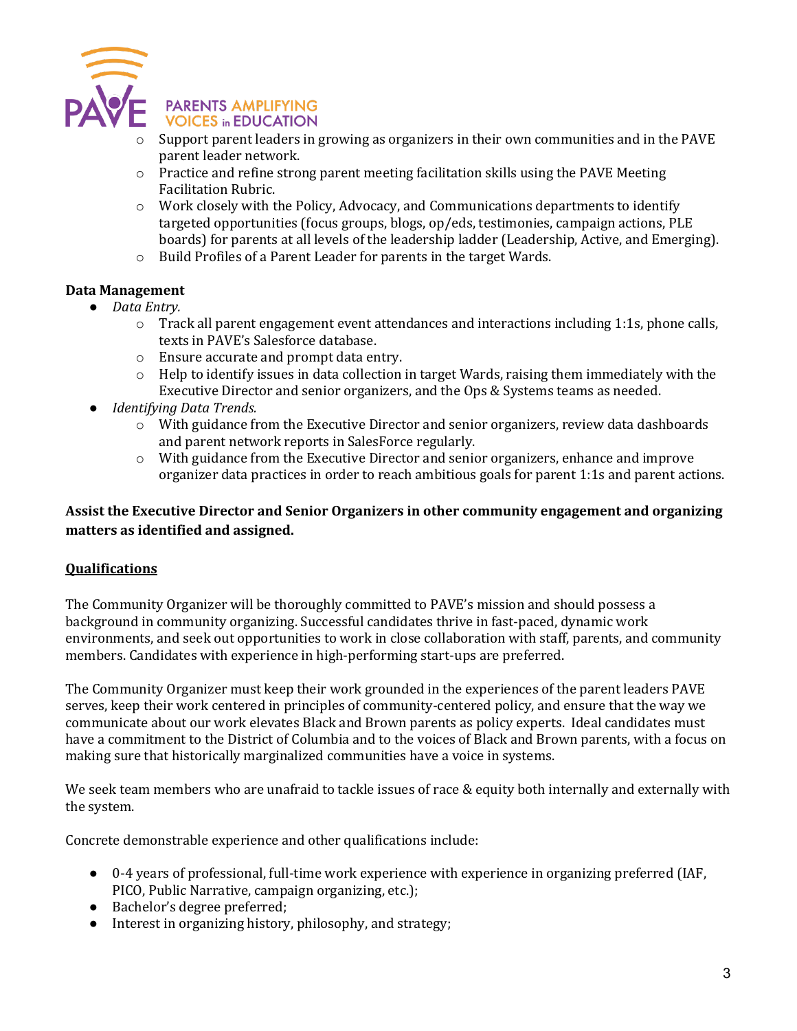- Support parent leaders in growing as organizers in their own communities and in the PAVE parent leader network.
- Practice and refine strong parent meeting facilitation skills using the PAVE Meeting Facilitation Rubric.
- Work closely with the Policy, Advocacy, and Communications departments to identify targeted opportunities (focus groups, blogs, op/eds, testimonies, campaign actions, PLE boards) for parents at all levels of the leadership ladder (Leadership, Active, and Emerging).
- Build Profiles of a Parent Leader for parents in the target Wards.

**Data Management**

- *Data Entry.*
  - Track all parent engagement event attendances and interactions including 1:1s, phone calls, texts in PAVE's Salesforce database.
  - Ensure accurate and prompt data entry.
  - Help to identify issues in data collection in target Wards, raising them immediately with the Executive Director and senior organizers, and the Ops & Systems teams as needed.
- *Identifying Data Trends.*
  - With guidance from the Executive Director and senior organizers, review data dashboards and parent network reports in SalesForce regularly.
  - With guidance from the Executive Director and senior organizers, enhance and improve organizer data practices in order to reach ambitious goals for parent 1:1s and parent actions.

**Assist the Executive Director and Senior Organizers in other community engagement and organizing matters as identified and assigned.**

## Qualifications

The Community Organizer will be thoroughly committed to PAVE's mission and should possess a background in community organizing. Successful candidates thrive in fast-paced, dynamic work environments, and seek out opportunities to work in close collaboration with staff, parents, and community members. Candidates with experience in high-performing start-ups are preferred.

The Community Organizer must keep their work grounded in the experiences of the parent leaders PAVE serves, keep their work centered in principles of community-centered policy, and ensure that the way we communicate about our work elevates Black and Brown parents as policy experts. Ideal candidates must have a commitment to the District of Columbia and to the voices of Black and Brown parents, with a focus on making sure that historically marginalized communities have a voice in systems.

We seek team members who are unafraid to tackle issues of race & equity both internally and externally with the system.

Concrete demonstrable experience and other qualifications include:

- 0-4 years of professional, full-time work experience with experience in organizing preferred (IAF, PICO, Public Narrative, campaign organizing, etc.);
- Bachelor's degree preferred;
- Interest in organizing history, philosophy, and strategy;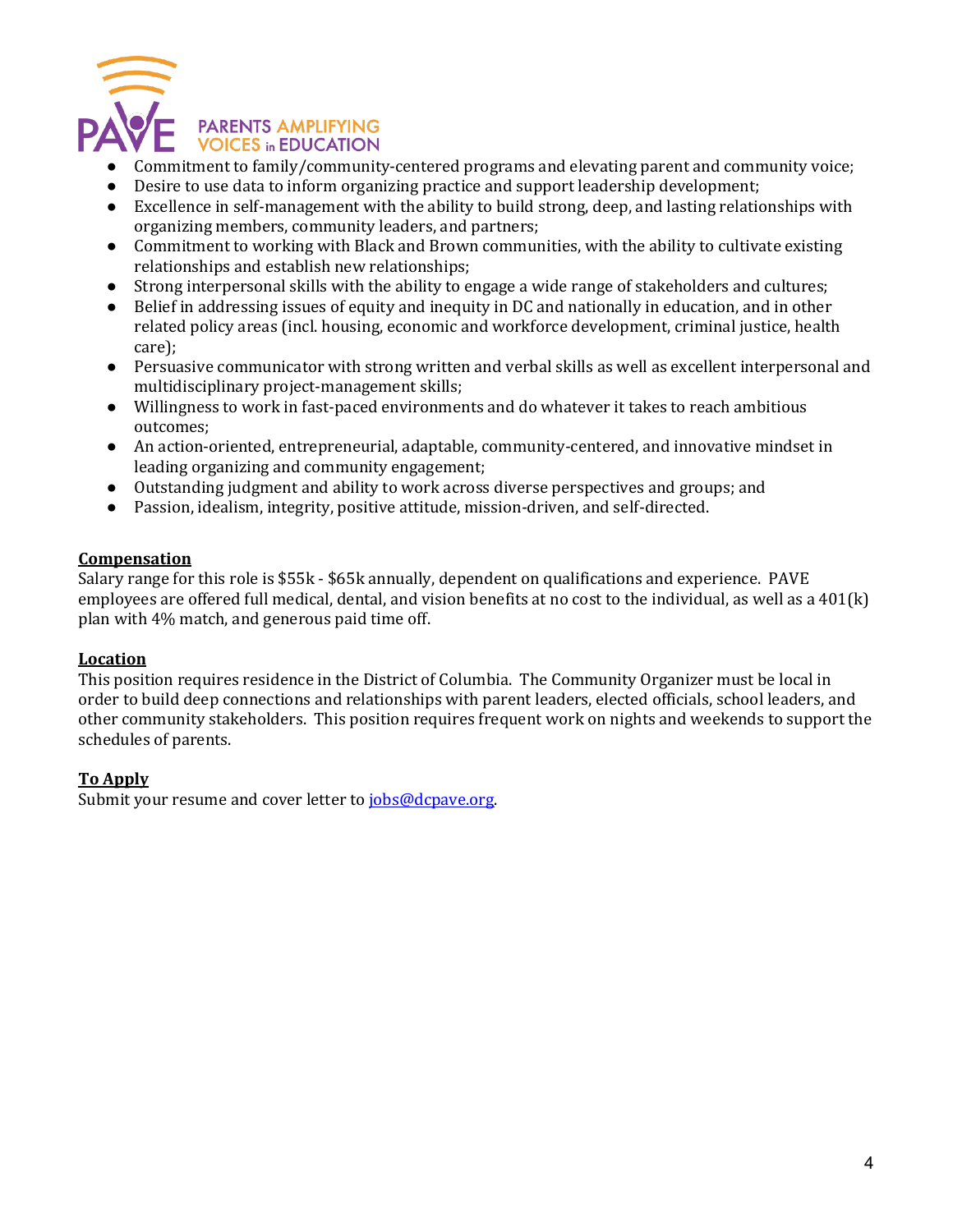- Commitment to family/community-centered programs and elevating parent and community voice;
- Desire to use data to inform organizing practice and support leadership development;
- Excellence in self-management with the ability to build strong, deep, and lasting relationships with organizing members, community leaders, and partners;
- Commitment to working with Black and Brown communities, with the ability to cultivate existing relationships and establish new relationships;
- Strong interpersonal skills with the ability to engage a wide range of stakeholders and cultures;
- Belief in addressing issues of equity and inequity in DC and nationally in education, and in other related policy areas (incl. housing, economic and workforce development, criminal justice, health care);
- Persuasive communicator with strong written and verbal skills as well as excellent interpersonal and multidisciplinary project-management skills;
- Willingness to work in fast-paced environments and do whatever it takes to reach ambitious outcomes;
- An action-oriented, entrepreneurial, adaptable, community-centered, and innovative mindset in leading organizing and community engagement;
- Outstanding judgment and ability to work across diverse perspectives and groups; and
- Passion, idealism, integrity, positive attitude, mission-driven, and self-directed.

**Compensation**

Salary range for this role is $55k - $65k annually, dependent on qualifications and experience. PAVE employees are offered full medical, dental, and vision benefits at no cost to the individual, as well as a 401(k) plan with 4% match, and generous paid time off.

**Location**

This position requires residence in the District of Columbia. The Community Organizer must be local in order to build deep connections and relationships with parent leaders, elected officials, school leaders, and other community stakeholders. This position requires frequent work on nights and weekends to support the schedules of parents.

**To Apply**

Submit your resume and cover letter to jobs@dcpave.org.